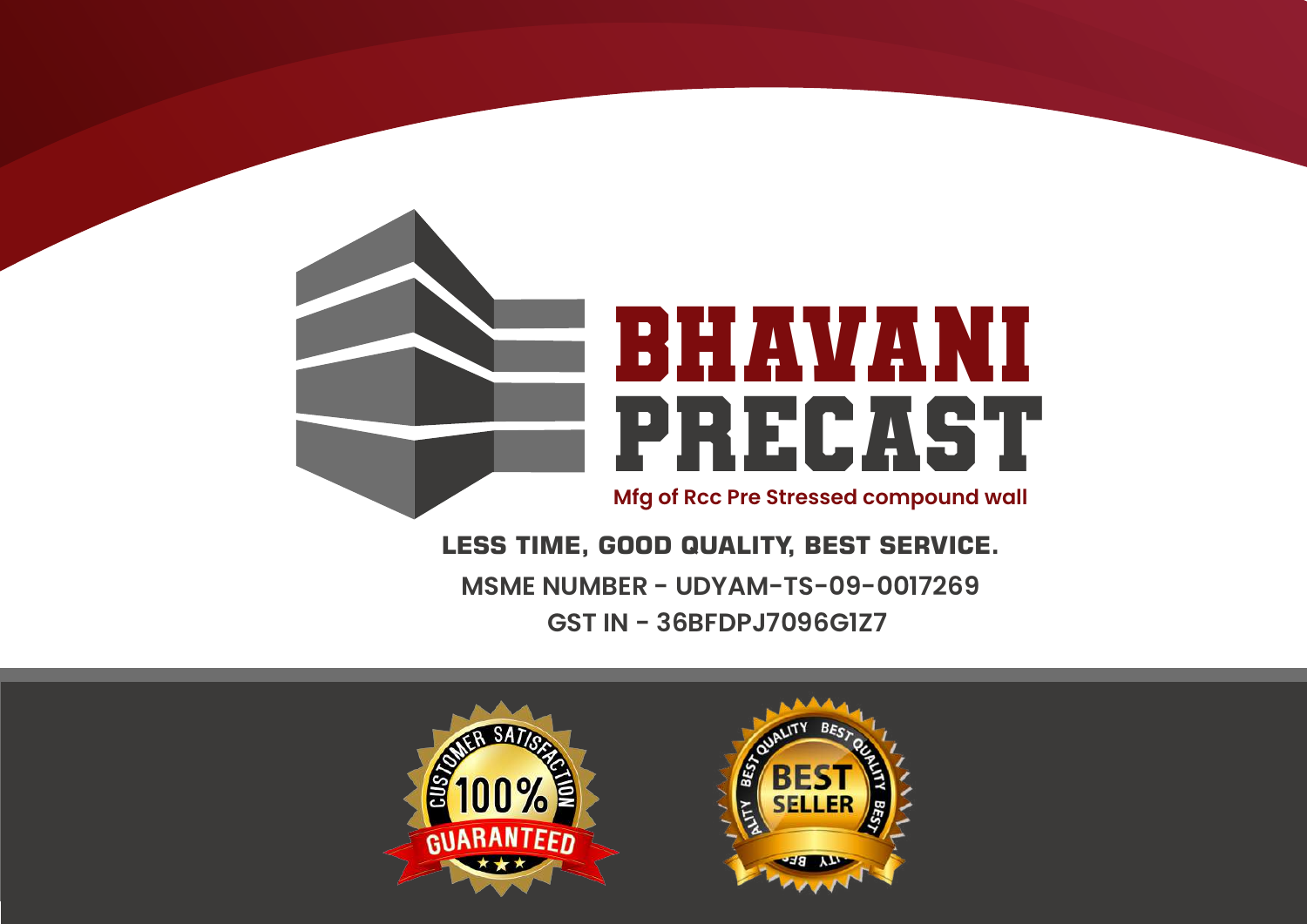# BHAVANI PRECAST

Mfg of Rcc Pre Stressed compound wall

**LESS TIME, GOOD QUALITY, BEST SERVICE.**

MSME NUMBER - UDYAM-TS-09-0017269

GST IN - 36BFDPJ7096G1Z7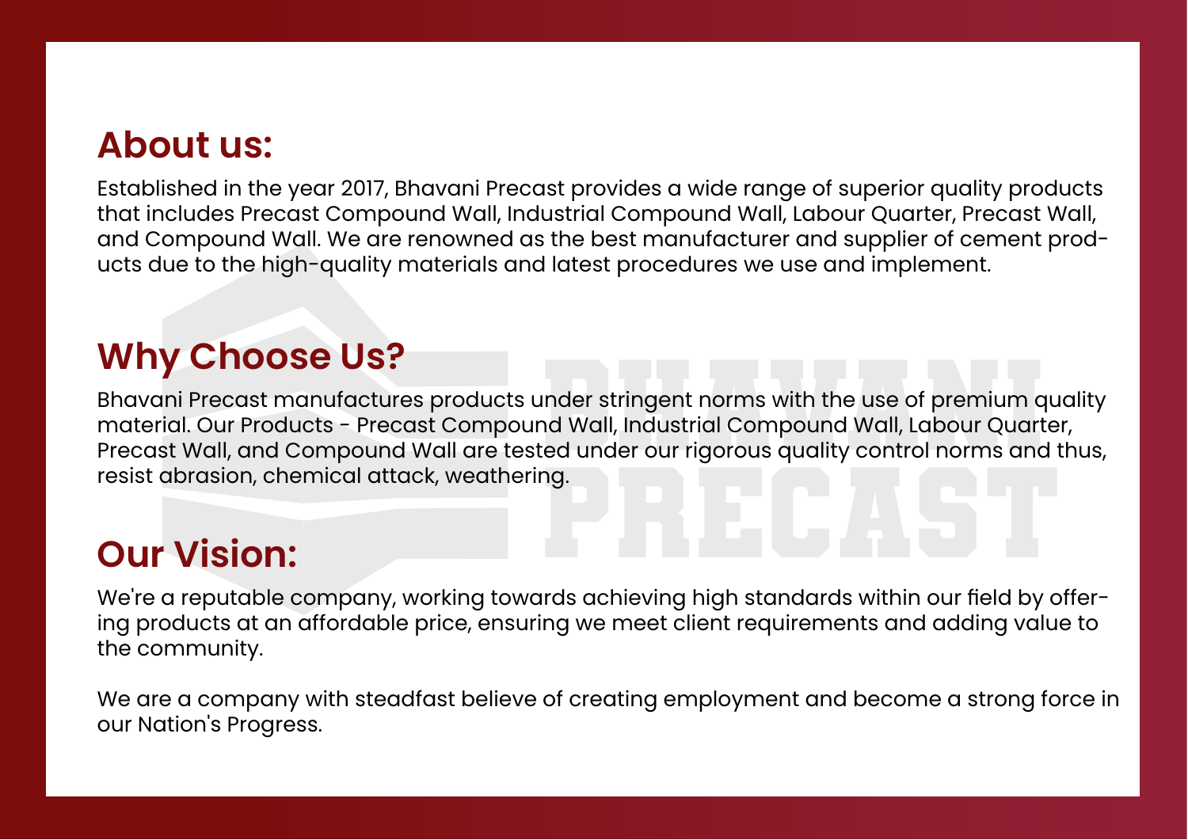## About us:

Established in the year 2017, Bhavani Precast provides a wide range of superior quality products that includes Precast Compound Wall, Industrial Compound Wall, Labour Quarter, Precast Wall, and Compound Wall. We are renowned as the best manufacturer and supplier of cement products due to the high-quality materials and latest procedures we use and implement.

## Why Choose Us?

Bhavani Precast manufactures products under stringent norms with the use of premium quality material. Our Products - Precast Compound Wall, Industrial Compound Wall, Labour Quarter, Precast Wall, and Compound Wall are tested under our rigorous quality control norms and thus, resist abrasion, chemical attack, weathering.

## Our Vision:

We're a reputable company, working towards achieving high standards within our field by offering products at an affordable price, ensuring we meet client requirements and adding value to the community.

We are a company with steadfast believe of creating employment and become a strong force in our Nation's Progress.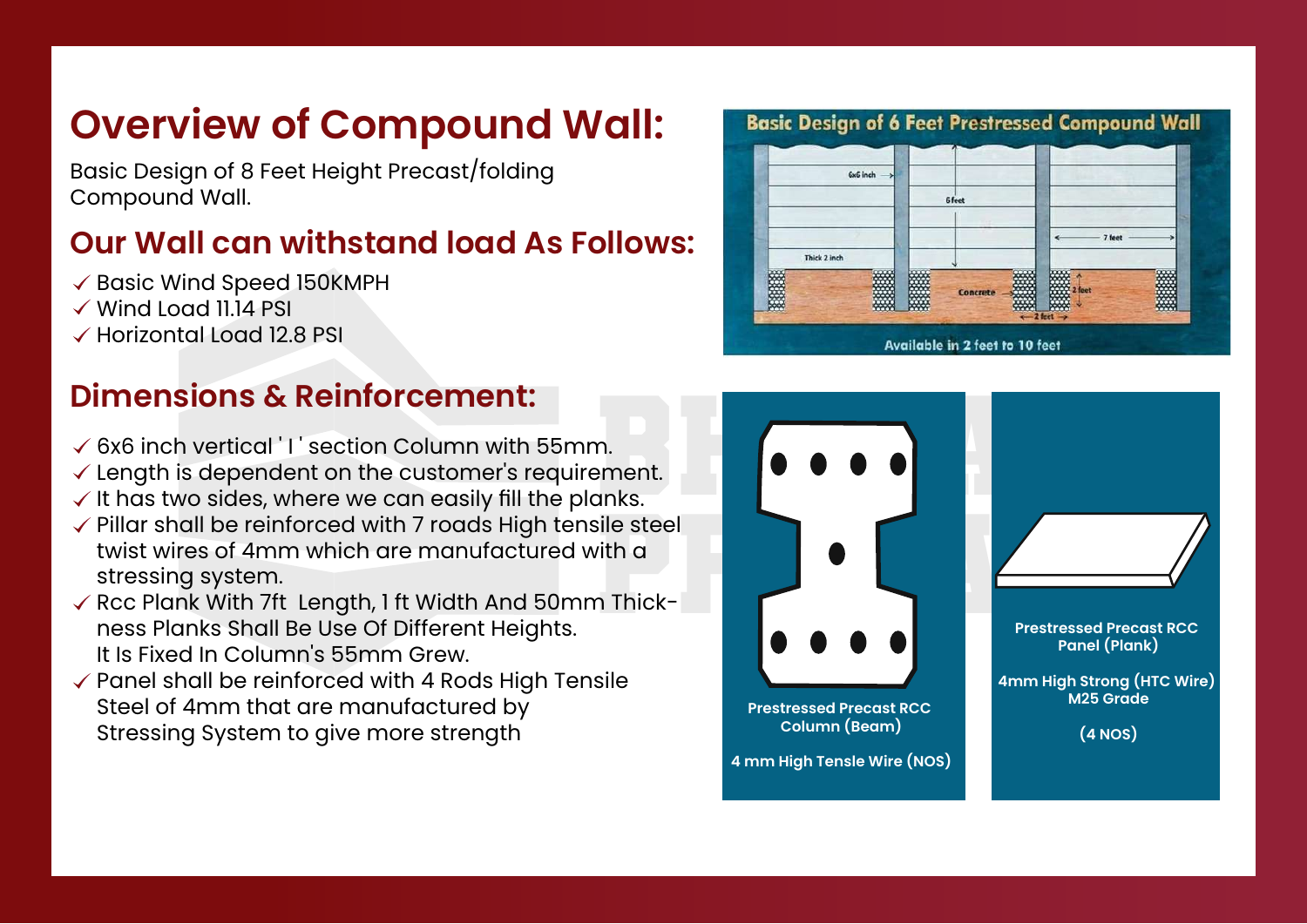# Overview of Compound Wall:

Basic Design of 8 Feet Height Precast/folding Compound Wall.

## Our Wall can withstand load As Follows:

- ✓ Basic Wind Speed 150KMPH
- ✓ Wind Load 11.14 PSI
- ✓ Horizontal Load 12.8 PSI

## Dimensions & Reinforcement:

- ✓ 6x6 inch vertical ' I ' section Column with 55mm.
- ✓ Length is dependent on the customer's requirement.
- ✓ It has two sides, where we can easily fill the planks.
- ✓ Pillar shall be reinforced with 7 roads High tensile steel twist wires of 4mm which are manufactured with a stressing system.
- ✓ Rcc Plank With 7ft Length, 1 ft Width And 50mm Thickness Planks Shall Be Use Of Different Heights. It Is Fixed In Column's 55mm Grew.
- ✓ Panel shall be reinforced with 4 Rods High Tensile Steel of 4mm that are manufactured by Stressing System to give more strength

**Basic Design of 6 Feet Prestressed Compound Wall**

6x6 inch · 6 feet · 7 feet · Thick 2 inch · Concrete · 2 feet · 2 feet

Available in 2 feet to 10 feet

**Prestressed Precast RCC Column (Beam)**

**4 mm High Tensle Wire (NOS)**

**Prestressed Precast RCC Panel (Plank)**

**4mm High Strong (HTC Wire) M25 Grade**

**(4 NOS)**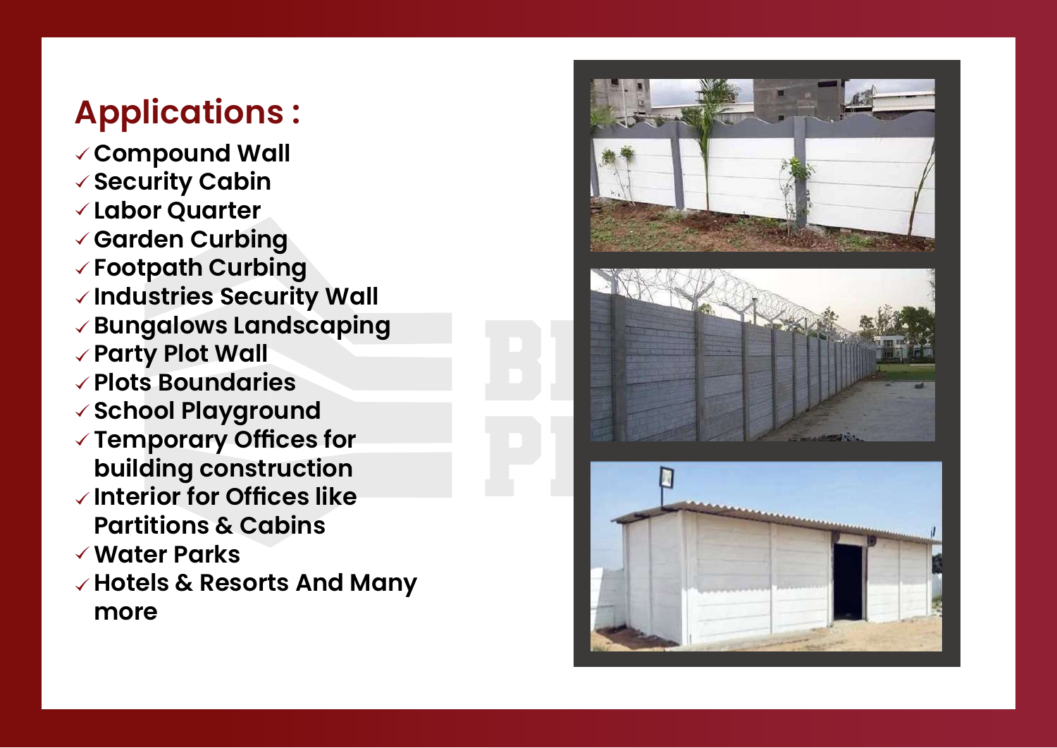## Applications :

- ✓ Compound Wall
- ✓ Security Cabin
- ✓ Labor Quarter
- ✓ Garden Curbing
- ✓ Footpath Curbing
- ✓ Industries Security Wall
- ✓ Bungalows Landscaping
- ✓ Party Plot Wall
- ✓ Plots Boundaries
- ✓ School Playground
- ✓ Temporary Offices for building construction
- ✓ Interior for Offices like Partitions & Cabins
- ✓ Water Parks
- ✓ Hotels & Resorts And Many more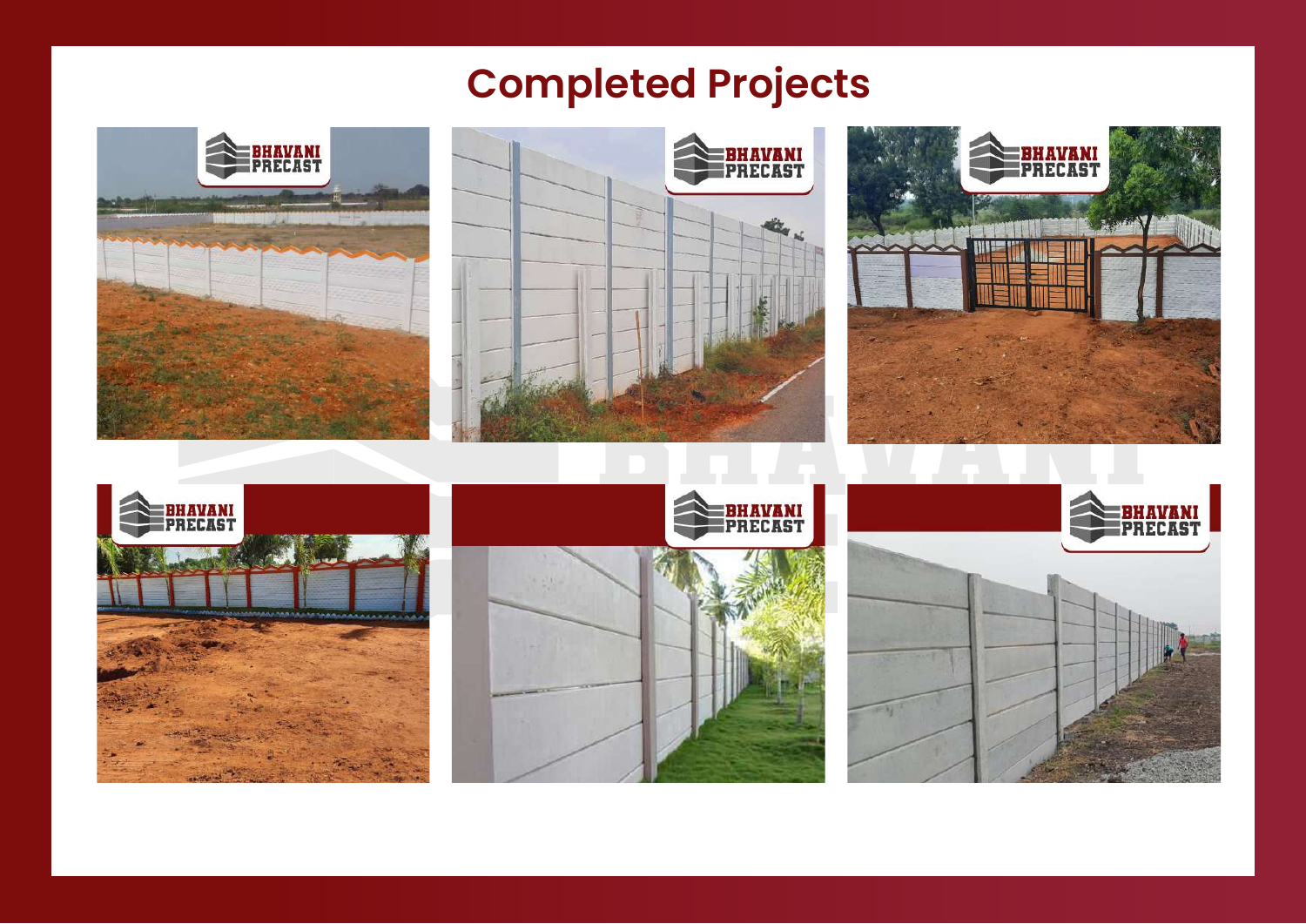# Completed Projects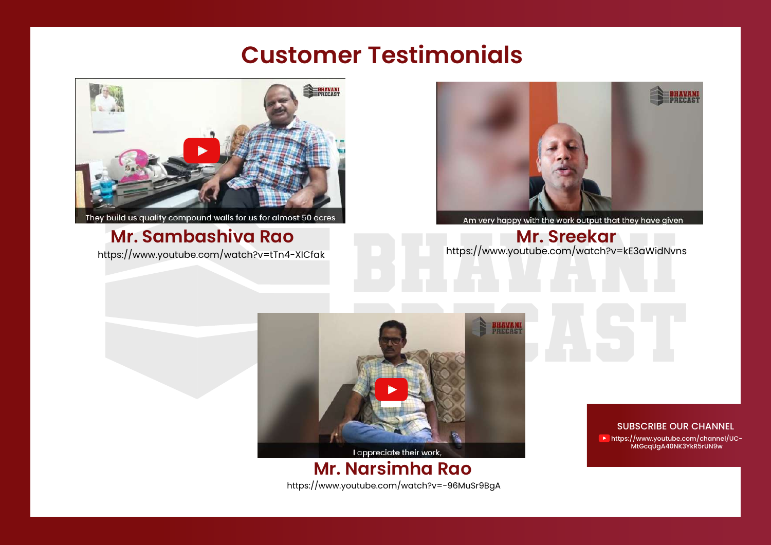# Customer Testimonials

They build us quality compound walls for us for almost 50 acres

## Mr. Sambashiva Rao

https://www.youtube.com/watch?v=tTn4-XICfak

Am very happy with the work output that they have given

## Mr. Sreekar

https://www.youtube.com/watch?v=kE3aWidNvns

I appreciate their work,

## Mr. Narsimha Rao

https://www.youtube.com/watch?v=-96MuSr9BgA

SUBSCRIBE OUR CHANNEL

https://www.youtube.com/channel/UC-MtGcqUgA40NK3YkR5rUN9w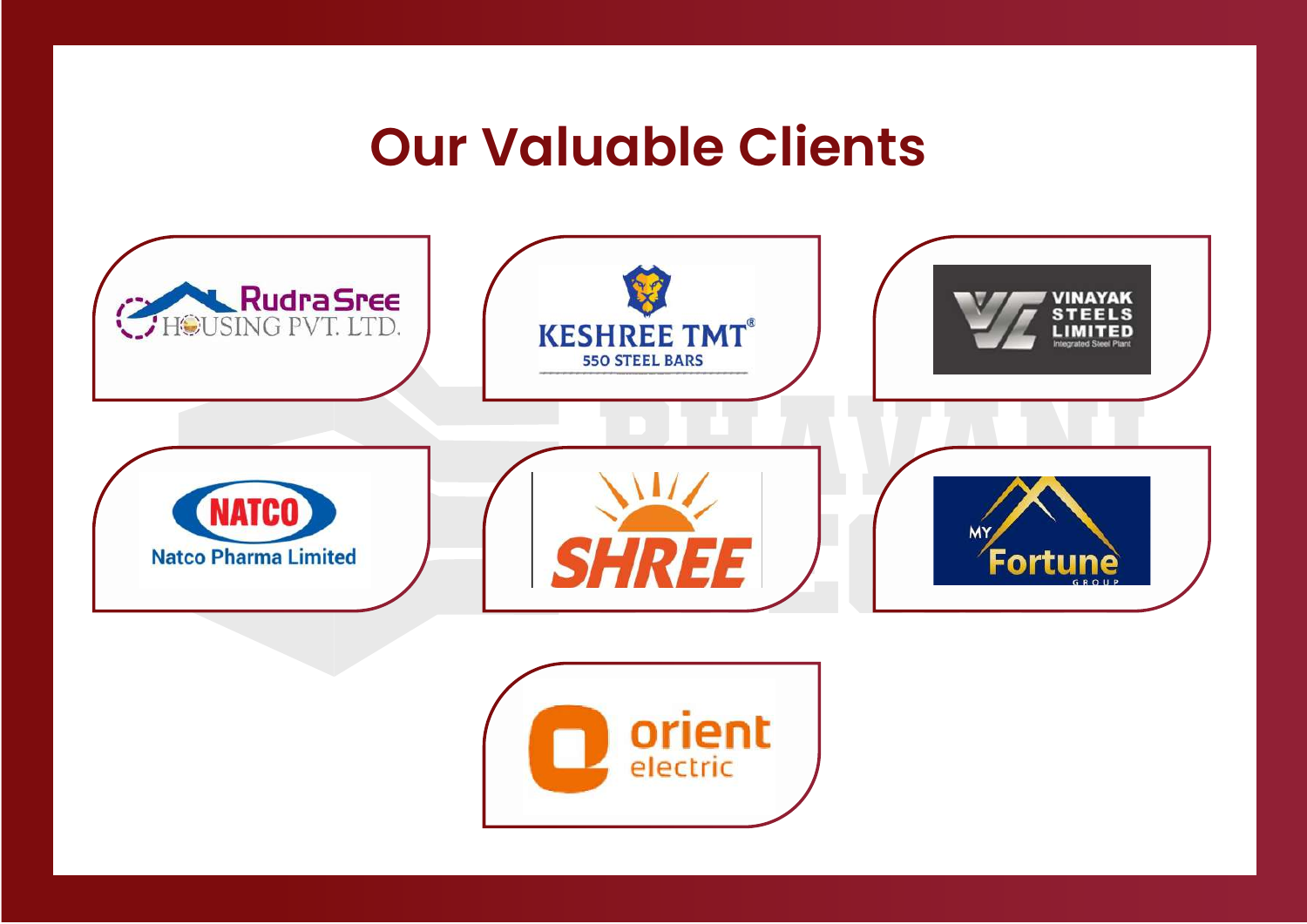# Our Valuable Clients

- Rudra Sree Housing Pvt. Ltd.
- Keshree TMT 550 Steel Bars
- Vinayak Steels Limited — Integrated Steel Plant
- NATCO — Natco Pharma Limited
- SHREE
- My Fortune Group
- orient electric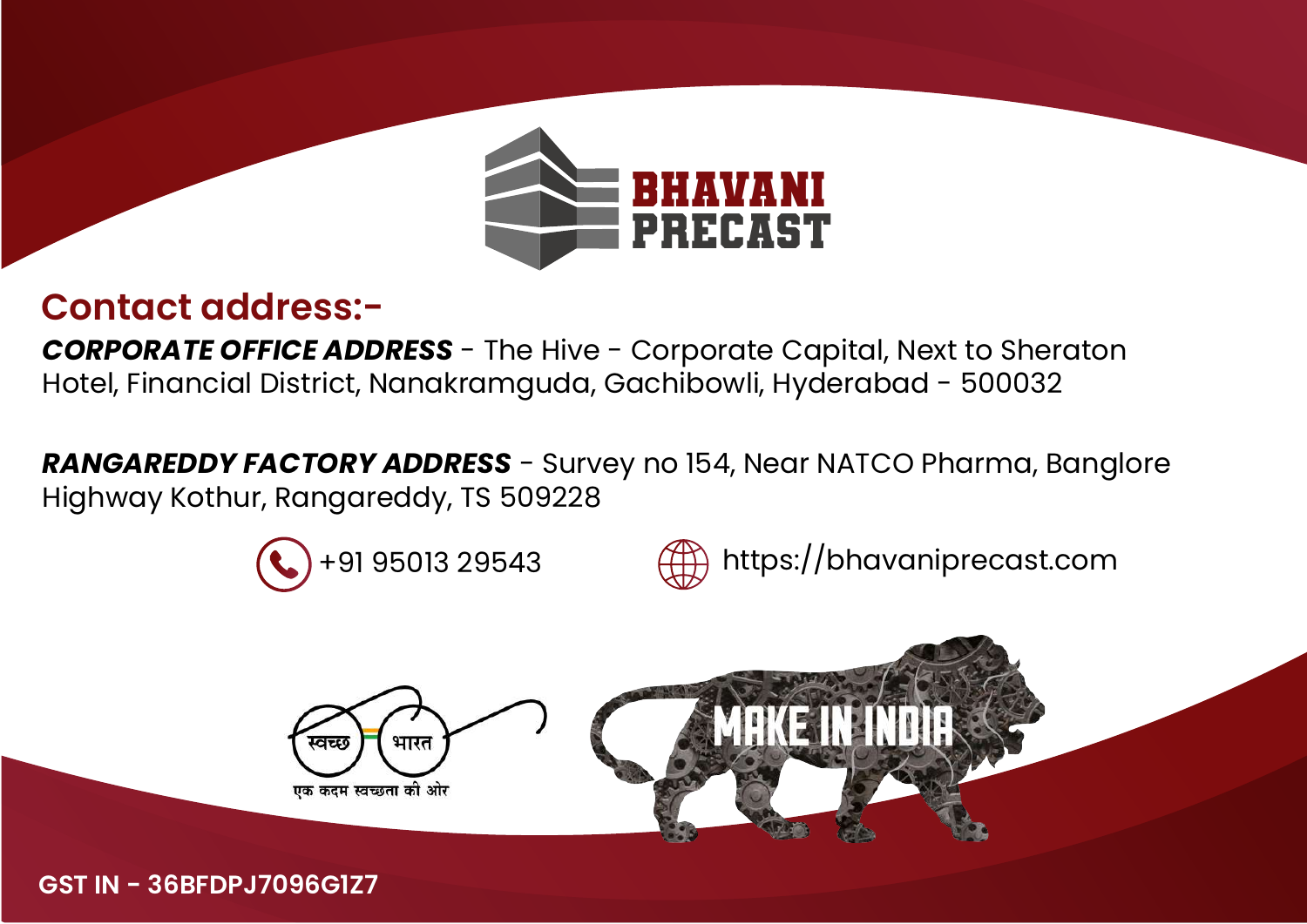BHAVANI PRECAST

## Contact address:-

***CORPORATE OFFICE ADDRESS*** - The Hive - Corporate Capital, Next to Sheraton Hotel, Financial District, Nanakramguda, Gachibowli, Hyderabad - 500032

***RANGAREDDY FACTORY ADDRESS*** - Survey no 154, Near NATCO Pharma, Banglore Highway Kothur, Rangareddy, TS 509228

+91 95013 29543

https://bhavaniprecast.com

स्वच्छ भारत

एक कदम स्वच्छता की ओर

MAKE IN INDIA

**GST IN - 36BFDPJ7096G1Z7**